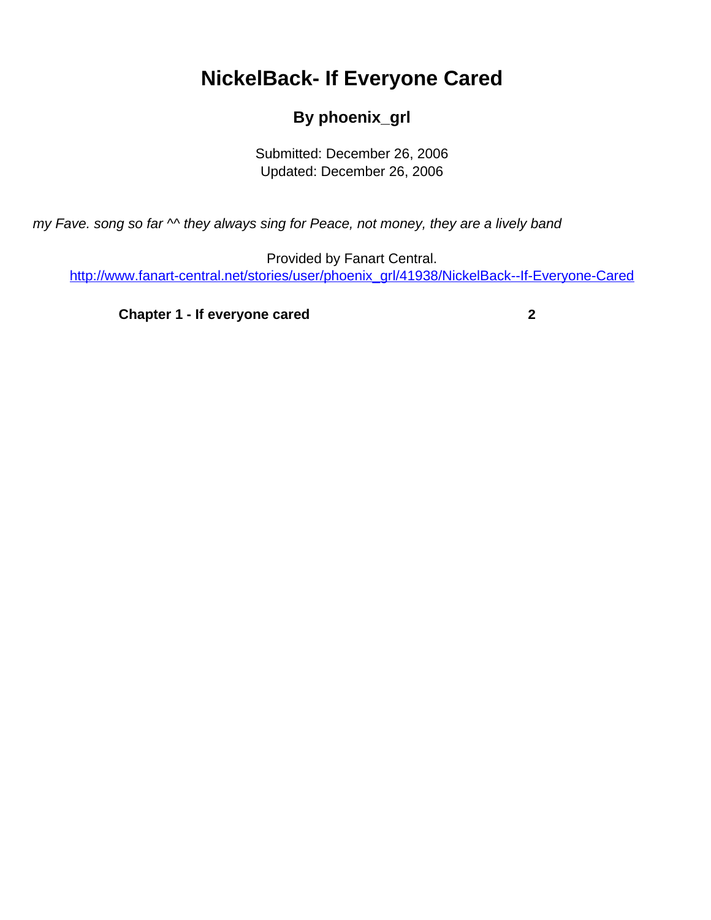# NickelBack- If Everyone Cared

## By phoenix_grl

Submitted: December 26, 2006
Updated: December 26, 2006

*my Fave. song so far ^^ they always sing for Peace, not money, they are a lively band*

Provided by Fanart Central.
http://www.fanart-central.net/stories/user/phoenix_grl/41938/NickelBack--If-Everyone-Cared

| | |
|---|---|
| **Chapter 1 - If everyone cared** | **2** |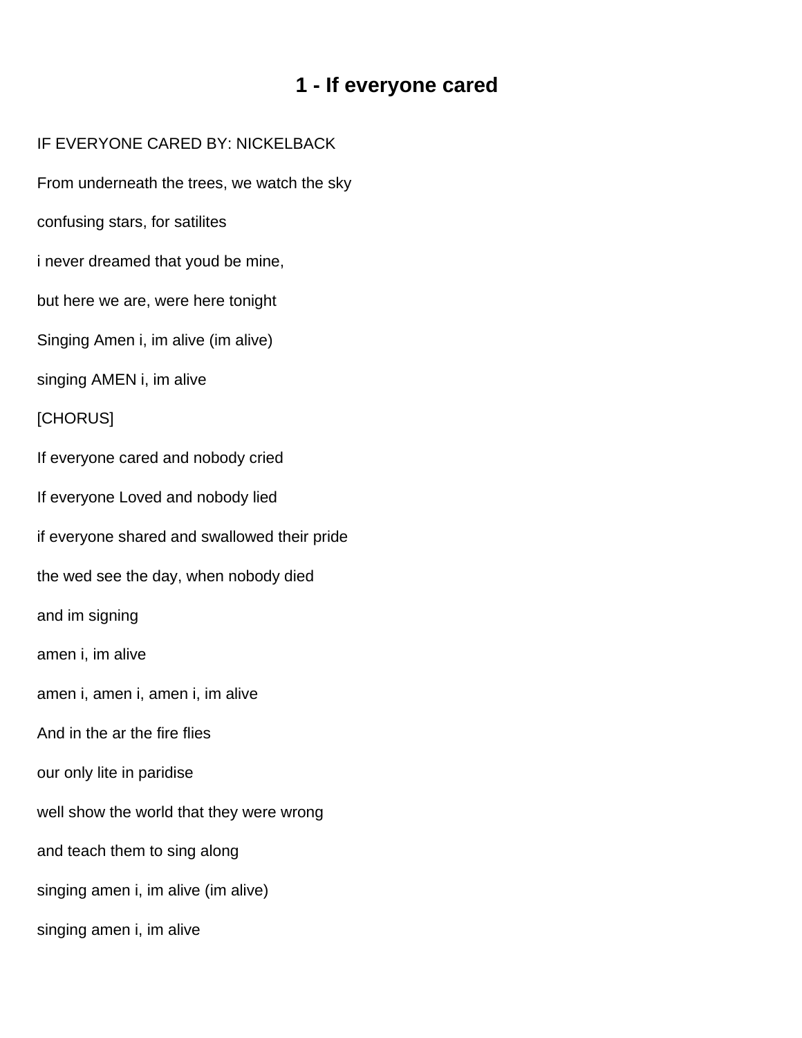# 1 - If everyone cared

IF EVERYONE CARED BY: NICKELBACK

From underneath the trees, we watch the sky

confusing stars, for satilites

i never dreamed that youd be mine,

but here we are, were here tonight

Singing Amen i, im alive (im alive)

singing AMEN i, im alive

[CHORUS]

If everyone cared and nobody cried

If everyone Loved and nobody lied

if everyone shared and swallowed their pride

the wed see the day, when nobody died

and im signing

amen i, im alive

amen i, amen i, amen i, im alive

And in the ar the fire flies

our only lite in paridise

well show the world that they were wrong

and teach them to sing along

singing amen i, im alive (im alive)

singing amen i, im alive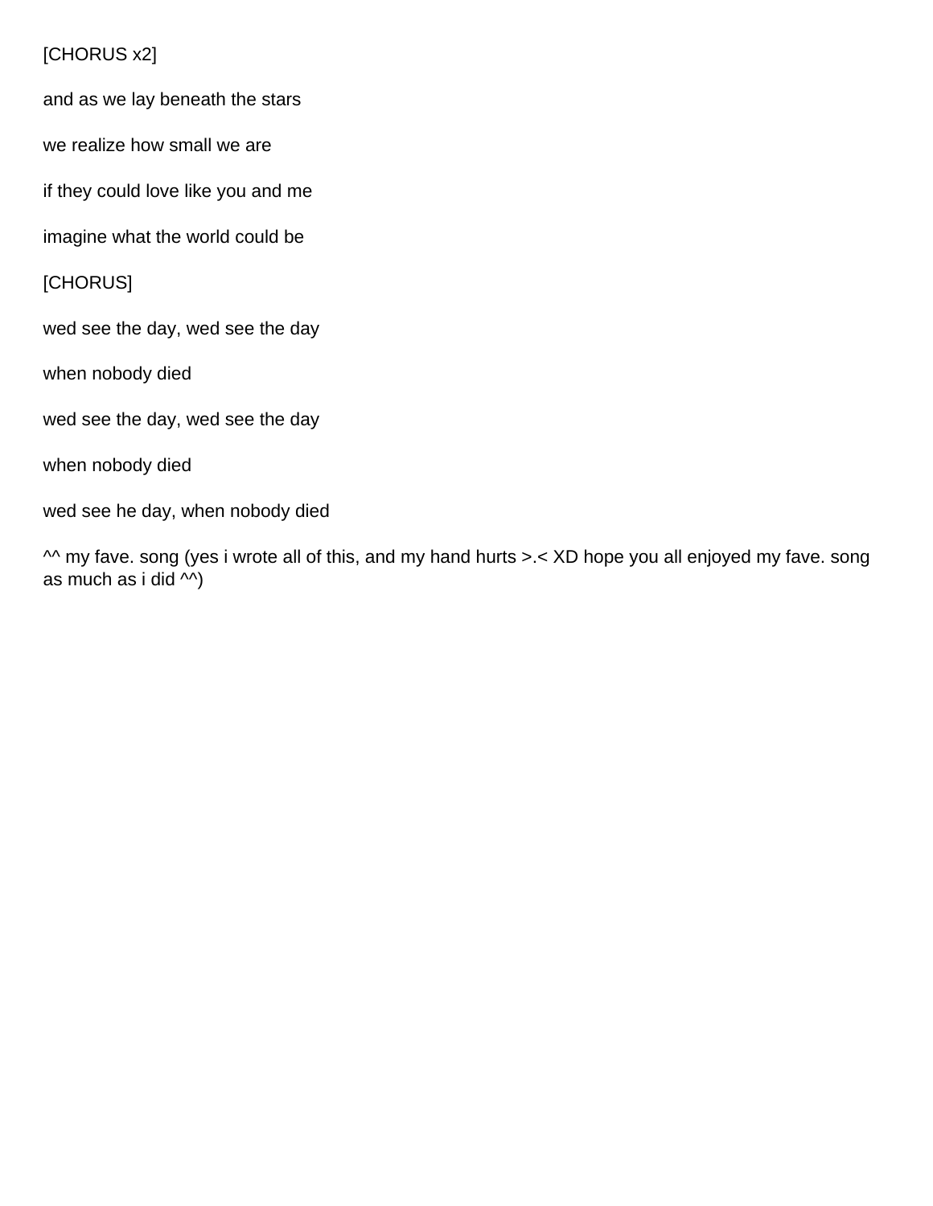[CHORUS x2]

and as we lay beneath the stars

we realize how small we are

if they could love like you and me

imagine what the world could be

[CHORUS]

wed see the day, wed see the day

when nobody died

wed see the day, wed see the day

when nobody died

wed see he day, when nobody died

^^ my fave. song (yes i wrote all of this, and my hand hurts >.< XD hope you all enjoyed my fave. song as much as i did ^^)